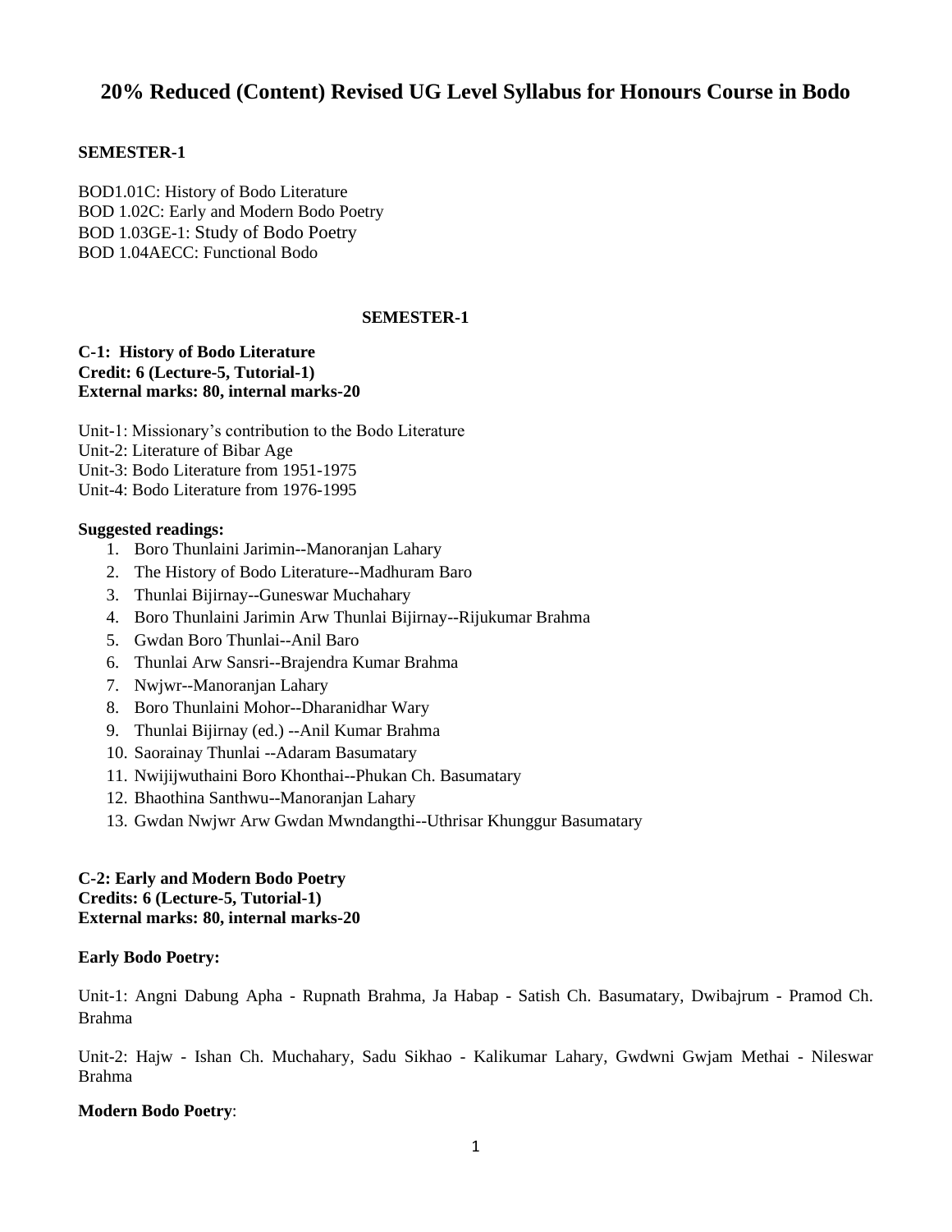# 20% Reduced (Content) Revised UG Level Syllabus for Honours Course in Bodo

**SEMESTER-1**

BOD1.01C: History of Bodo Literature
BOD 1.02C: Early and Modern Bodo Poetry
BOD 1.03GE-1: Study of Bodo Poetry
BOD 1.04AECC: Functional Bodo

**SEMESTER-1**

**C-1: History of Bodo Literature**
**Credit: 6 (Lecture-5, Tutorial-1)**
**External marks: 80, internal marks-20**

Unit-1: Missionary's contribution to the Bodo Literature
Unit-2: Literature of Bibar Age
Unit-3: Bodo Literature from 1951-1975
Unit-4: Bodo Literature from 1976-1995

**Suggested readings:**

1. Boro Thunlaini Jarimin--Manoranjan Lahary
2. The History of Bodo Literature--Madhuram Baro
3. Thunlai Bijirnay--Guneswar Muchahary
4. Boro Thunlaini Jarimin Arw Thunlai Bijirnay--Rijukumar Brahma
5. Gwdan Boro Thunlai--Anil Baro
6. Thunlai Arw Sansri--Brajendra Kumar Brahma
7. Nwjwr--Manoranjan Lahary
8. Boro Thunlaini Mohor--Dharanidhar Wary
9. Thunlai Bijirnay (ed.) --Anil Kumar Brahma
10. Saorainay Thunlai --Adaram Basumatary
11. Nwijijwuthaini Boro Khonthai--Phukan Ch. Basumatary
12. Bhaothina Santhwu--Manoranjan Lahary
13. Gwdan Nwjwr Arw Gwdan Mwndangthi--Uthrisar Khunggur Basumatary

**C-2: Early and Modern Bodo Poetry**
**Credits: 6 (Lecture-5, Tutorial-1)**
**External marks: 80, internal marks-20**

**Early Bodo Poetry:**

Unit-1: Angni Dabung Apha - Rupnath Brahma, Ja Habap - Satish Ch. Basumatary, Dwibajrum - Pramod Ch. Brahma

Unit-2: Hajw - Ishan Ch. Muchahary, Sadu Sikhao - Kalikumar Lahary, Gwdwni Gwjam Methai - Nileswar Brahma

**Modern Bodo Poetry**: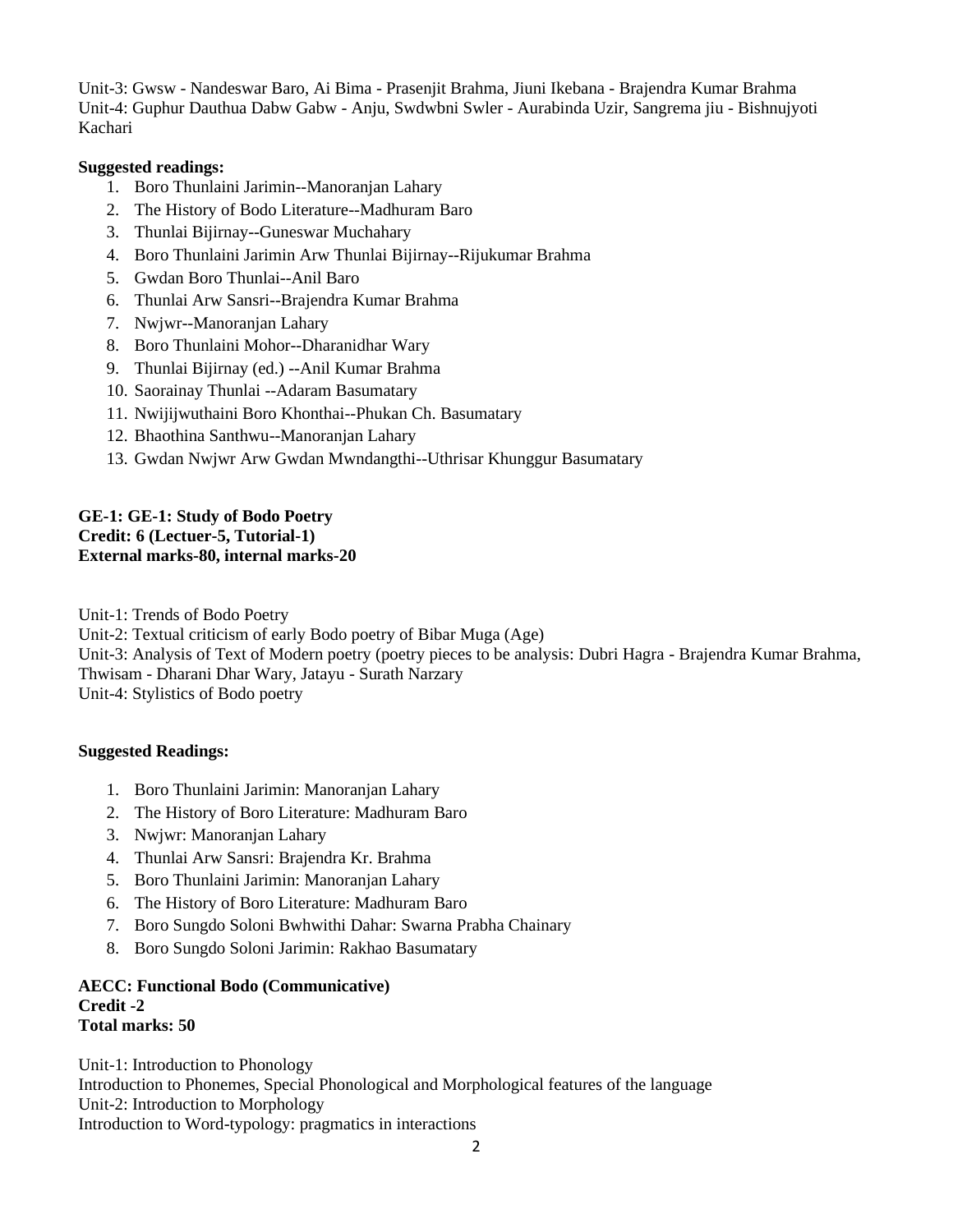Unit-3: Gwsw - Nandeswar Baro, Ai Bima - Prasenjit Brahma, Jiuni Ikebana - Brajendra Kumar Brahma
Unit-4: Guphur Dauthua Dabw Gabw - Anju, Swdwbni Swler - Aurabinda Uzir, Sangrema jiu - Bishnujyoti Kachari

**Suggested readings:**

1. Boro Thunlaini Jarimin--Manoranjan Lahary
2. The History of Bodo Literature--Madhuram Baro
3. Thunlai Bijirnay--Guneswar Muchahary
4. Boro Thunlaini Jarimin Arw Thunlai Bijirnay--Rijukumar Brahma
5. Gwdan Boro Thunlai--Anil Baro
6. Thunlai Arw Sansri--Brajendra Kumar Brahma
7. Nwjwr--Manoranjan Lahary
8. Boro Thunlaini Mohor--Dharanidhar Wary
9. Thunlai Bijirnay (ed.) --Anil Kumar Brahma
10. Saorainay Thunlai --Adaram Basumatary
11. Nwijijwuthaini Boro Khonthai--Phukan Ch. Basumatary
12. Bhaothina Santhwu--Manoranjan Lahary
13. Gwdan Nwjwr Arw Gwdan Mwndangthi--Uthrisar Khunggur Basumatary

**GE-1: GE-1: Study of Bodo Poetry**
**Credit: 6 (Lectuer-5, Tutorial-1)**
**External marks-80, internal marks-20**

Unit-1: Trends of Bodo Poetry
Unit-2: Textual criticism of early Bodo poetry of Bibar Muga (Age)
Unit-3: Analysis of Text of Modern poetry (poetry pieces to be analysis: Dubri Hagra - Brajendra Kumar Brahma, Thwisam - Dharani Dhar Wary, Jatayu - Surath Narzary
Unit-4: Stylistics of Bodo poetry

**Suggested Readings:**

1. Boro Thunlaini Jarimin: Manoranjan Lahary
2. The History of Boro Literature: Madhuram Baro
3. Nwjwr: Manoranjan Lahary
4. Thunlai Arw Sansri: Brajendra Kr. Brahma
5. Boro Thunlaini Jarimin: Manoranjan Lahary
6. The History of Boro Literature: Madhuram Baro
7. Boro Sungdo Soloni Bwhwithi Dahar: Swarna Prabha Chainary
8. Boro Sungdo Soloni Jarimin: Rakhao Basumatary

**AECC: Functional Bodo (Communicative)**
**Credit -2**
**Total marks: 50**

Unit-1: Introduction to Phonology
Introduction to Phonemes, Special Phonological and Morphological features of the language
Unit-2: Introduction to Morphology
Introduction to Word-typology: pragmatics in interactions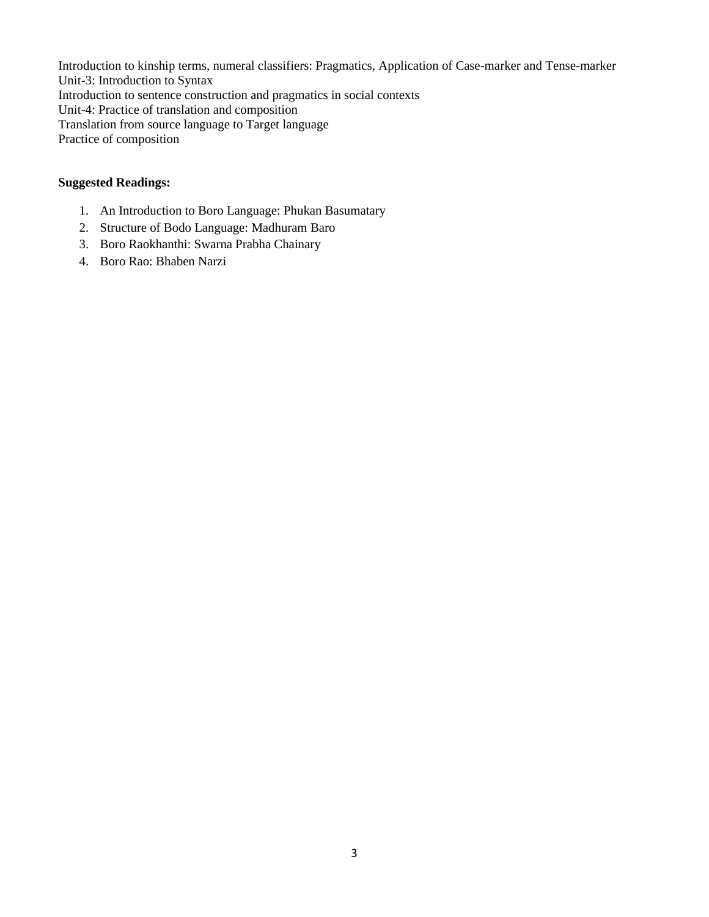Introduction to kinship terms, numeral classifiers: Pragmatics, Application of Case-marker and Tense-marker

Unit-3: Introduction to Syntax

Introduction to sentence construction and pragmatics in social contexts

Unit-4: Practice of translation and composition

Translation from source language to Target language

Practice of composition

**Suggested Readings:**

1. An Introduction to Boro Language: Phukan Basumatary
2. Structure of Bodo Language: Madhuram Baro
3. Boro Raokhanthi: Swarna Prabha Chainary
4. Boro Rao: Bhaben Narzi